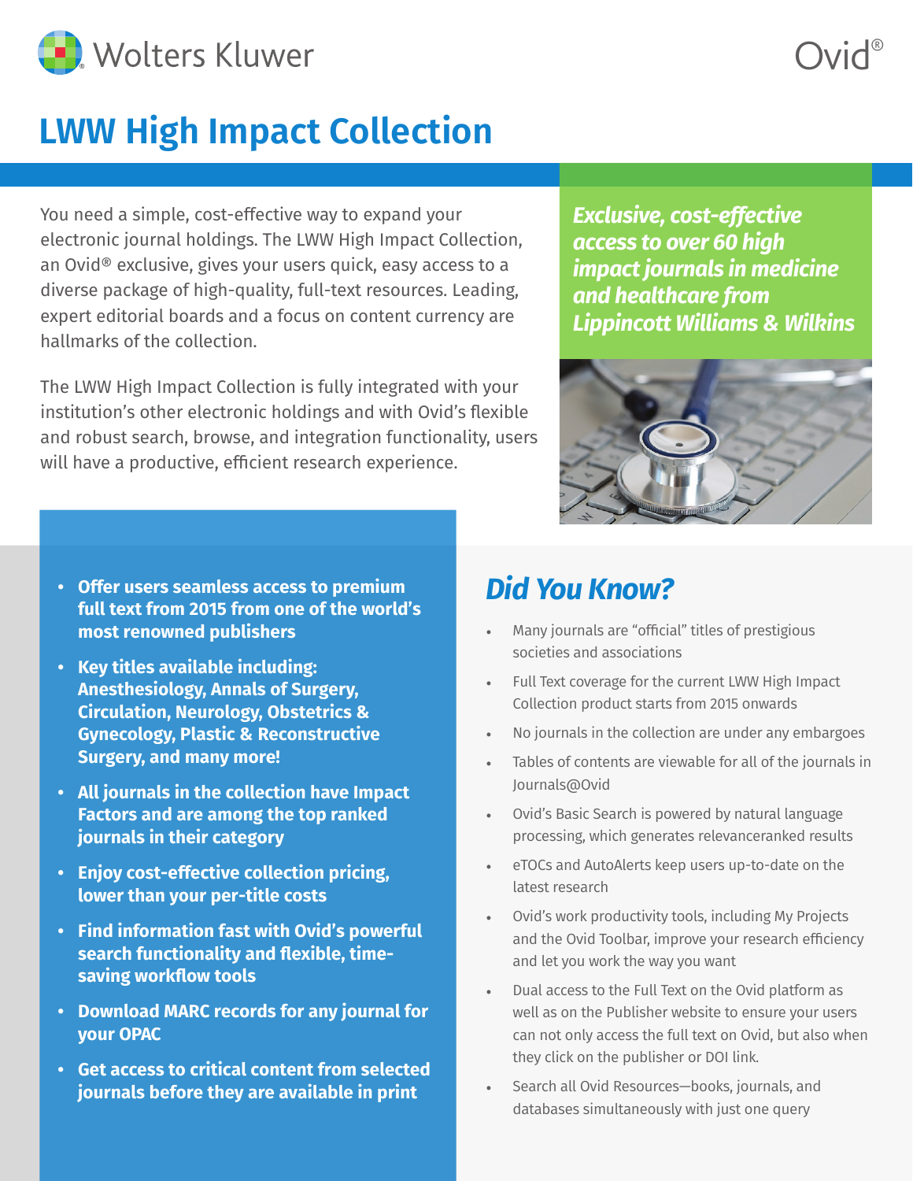Wolters Kluwer

Ovid®

# LWW High Impact Collection

You need a simple, cost-effective way to expand your electronic journal holdings. The LWW High Impact Collection, an Ovid® exclusive, gives your users quick, easy access to a diverse package of high-quality, full-text resources. Leading, expert editorial boards and a focus on content currency are hallmarks of the collection.

The LWW High Impact Collection is fully integrated with your institution's other electronic holdings and with Ovid's flexible and robust search, browse, and integration functionality, users will have a productive, efficient research experience.

***Exclusive, cost-effective access to over 60 high impact journals in medicine and healthcare from Lippincott Williams & Wilkins***

- **Offer users seamless access to premium full text from 2015 from one of the world's most renowned publishers**
- **Key titles available including: Anesthesiology, Annals of Surgery, Circulation, Neurology, Obstetrics & Gynecology, Plastic & Reconstructive Surgery, and many more!**
- **All journals in the collection have Impact Factors and are among the top ranked journals in their category**
- **Enjoy cost-effective collection pricing, lower than your per-title costs**
- **Find information fast with Ovid's powerful search functionality and flexible, time-saving workflow tools**
- **Download MARC records for any journal for your OPAC**
- **Get access to critical content from selected journals before they are available in print**

## *Did You Know?*

- Many journals are "official" titles of prestigious societies and associations
- Full Text coverage for the current LWW High Impact Collection product starts from 2015 onwards
- No journals in the collection are under any embargoes
- Tables of contents are viewable for all of the journals in Journals@Ovid
- Ovid's Basic Search is powered by natural language processing, which generates relevanceranked results
- eTOCs and AutoAlerts keep users up-to-date on the latest research
- Ovid's work productivity tools, including My Projects and the Ovid Toolbar, improve your research efficiency and let you work the way you want
- Dual access to the Full Text on the Ovid platform as well as on the Publisher website to ensure your users can not only access the full text on Ovid, but also when they click on the publisher or DOI link.
- Search all Ovid Resources—books, journals, and databases simultaneously with just one query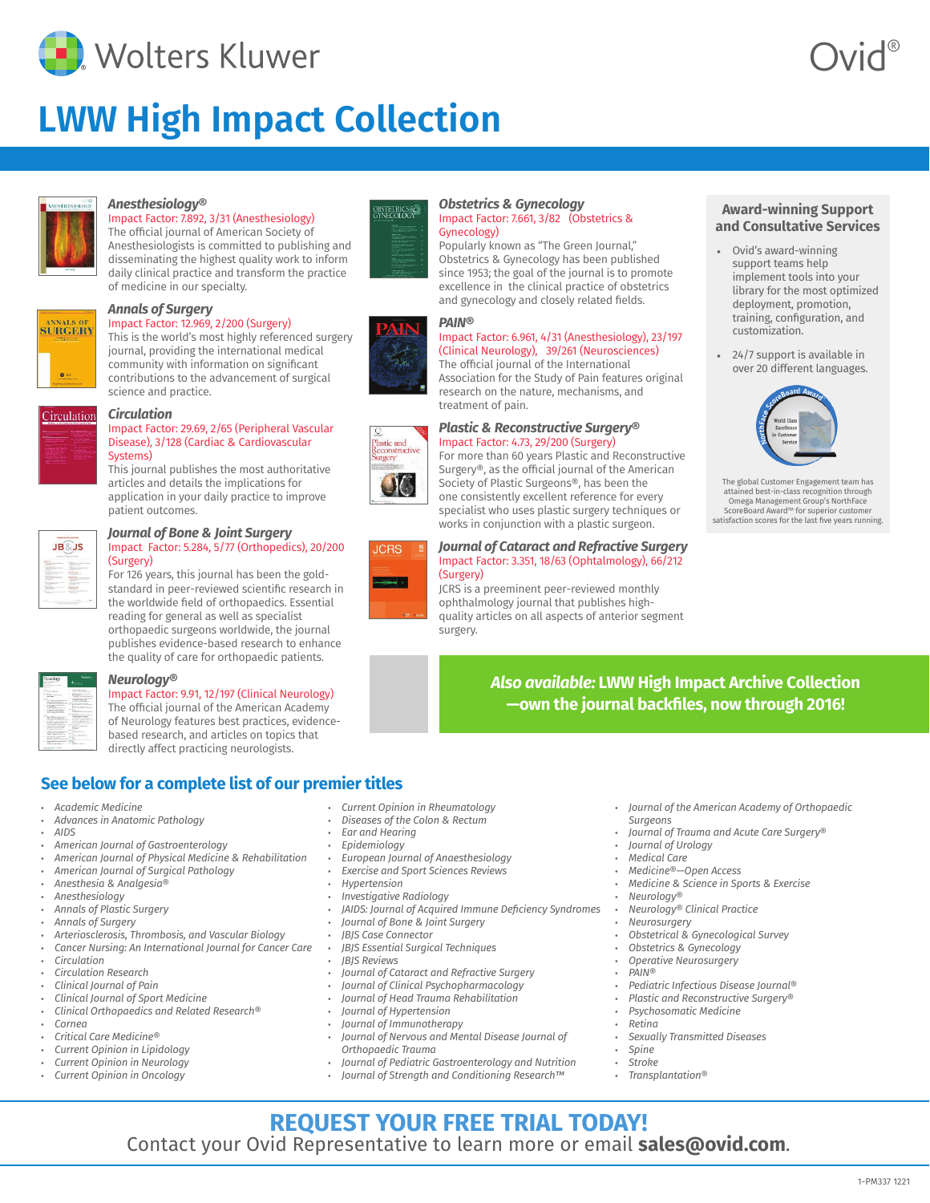Wolters Kluwer

Ovid®

# LWW High Impact Collection

### *Anesthesiology®*

Impact Factor: 7.892, 3/31 (Anesthesiology)

The official journal of American Society of Anesthesiologists is committed to publishing and disseminating the highest quality work to inform daily clinical practice and transform the practice of medicine in our specialty.

### *Annals of Surgery*

Impact Factor: 12.969, 2/200 (Surgery)

This is the world's most highly referenced surgery journal, providing the international medical community with information on significant contributions to the advancement of surgical science and practice.

### *Circulation*

Impact Factor: 29.69, 2/65 (Peripheral Vascular Disease), 3/128 (Cardiac & Cardiovascular Systems)

This journal publishes the most authoritative articles and details the implications for application in your daily practice to improve patient outcomes.

### *Journal of Bone & Joint Surgery*

Impact Factor: 5.284, 5/77 (Orthopedics), 20/200 (Surgery)

For 126 years, this journal has been the gold-standard in peer-reviewed scientific research in the worldwide field of orthopaedics. Essential reading for general as well as specialist orthopaedic surgeons worldwide, the journal publishes evidence-based research to enhance the quality of care for orthopaedic patients.

### *Neurology®*

Impact Factor: 9.91, 12/197 (Clinical Neurology)

The official journal of the American Academy of Neurology features best practices, evidence-based research, and articles on topics that directly affect practicing neurologists.

### *Obstetrics & Gynecology*

Impact Factor: 7.661, 3/82 (Obstetrics & Gynecology)

Popularly known as "The Green Journal," Obstetrics & Gynecology has been published since 1953; the goal of the journal is to promote excellence in the clinical practice of obstetrics and gynecology and closely related fields.

### *PAIN®*

Impact Factor: 6.961, 4/31 (Anesthesiology), 23/197 (Clinical Neurology), 39/261 (Neurosciences)

The official journal of the International Association for the Study of Pain features original research on the nature, mechanisms, and treatment of pain.

### *Plastic & Reconstructive Surgery®*

Impact Factor: 4.73, 29/200 (Surgery)

For more than 60 years Plastic and Reconstructive Surgery®, as the official journal of the American Society of Plastic Surgeons®, has been the one consistently excellent reference for every specialist who uses plastic surgery techniques or works in conjunction with a plastic surgeon.

### *Journal of Cataract and Refractive Surgery*

Impact Factor: 3.351, 18/63 (Ophtalmology), 66/212 (Surgery)

JCRS is a preeminent peer-reviewed monthly ophthalmology journal that publishes high-quality articles on all aspects of anterior segment surgery.

**Award-winning Support and Consultative Services**

- Ovid's award-winning support teams help implement tools into your library for the most optimized deployment, promotion, training, configuration, and customization.
- 24/7 support is available in over 20 different languages.

The global Customer Engagement team has attained best-in-class recognition through Omega Management Group's NorthFace ScoreBoard Award™ for superior customer satisfaction scores for the last five years running.

***Also available:*** **LWW High Impact Archive Collection —own the journal backfiles, now through 2016!**

## See below for a complete list of our premier titles

- *Academic Medicine*
- *Advances in Anatomic Pathology*
- *AIDS*
- *American Journal of Gastroenterology*
- *American Journal of Physical Medicine & Rehabilitation*
- *American Journal of Surgical Pathology*
- *Anesthesia & Analgesia®*
- *Anesthesiology*
- *Annals of Plastic Surgery*
- *Annals of Surgery*
- *Arteriosclerosis, Thrombosis, and Vascular Biology*
- *Cancer Nursing: An International Journal for Cancer Care*
- *Circulation*
- *Circulation Research*
- *Clinical Journal of Pain*
- *Clinical Journal of Sport Medicine*
- *Clinical Orthopaedics and Related Research®*
- *Cornea*
- *Critical Care Medicine®*
- *Current Opinion in Lipidology*
- *Current Opinion in Neurology*
- *Current Opinion in Oncology*
- *Current Opinion in Rheumatology*
- *Diseases of the Colon & Rectum*
- *Ear and Hearing*
- *Epidemiology*
- *European Journal of Anaesthesiology*
- *Exercise and Sport Sciences Reviews*
- *Hypertension*
- *Investigative Radiology*
- *JAIDS: Journal of Acquired Immune Deficiency Syndromes*
- *Journal of Bone & Joint Surgery*
- *JBJS Case Connector*
- *JBJS Essential Surgical Techniques*
- *JBJS Reviews*
- *Journal of Cataract and Refractive Surgery*
- *Journal of Clinical Psychopharmacology*
- *Journal of Head Trauma Rehabilitation*
- *Journal of Hypertension*
- *Journal of Immunotherapy*
- *Journal of Nervous and Mental Disease Journal of Orthopaedic Trauma*
- *Journal of Pediatric Gastroenterology and Nutrition*
- *Journal of Strength and Conditioning Research™*
- *Journal of the American Academy of Orthopaedic Surgeons*
- *Journal of Trauma and Acute Care Surgery®*
- *Journal of Urology*
- *Medical Care*
- *Medicine®—Open Access*
- *Medicine & Science in Sports & Exercise*
- *Neurology®*
- *Neurology® Clinical Practice*
- *Neurosurgery*
- *Obstetrical & Gynecological Survey*
- *Obstetrics & Gynecology*
- *Operative Neurosurgery*
- *PAIN®*
- *Pediatric Infectious Disease Journal®*
- *Plastic and Reconstructive Surgery®*
- *Psychosomatic Medicine*
- *Retina*
- *Sexually Transmitted Diseases*
- *Spine*
- *Stroke*
- *Transplantation®*

## REQUEST YOUR FREE TRIAL TODAY!

Contact your Ovid Representative to learn more or email **sales@ovid.com**.

1-PM337 1221